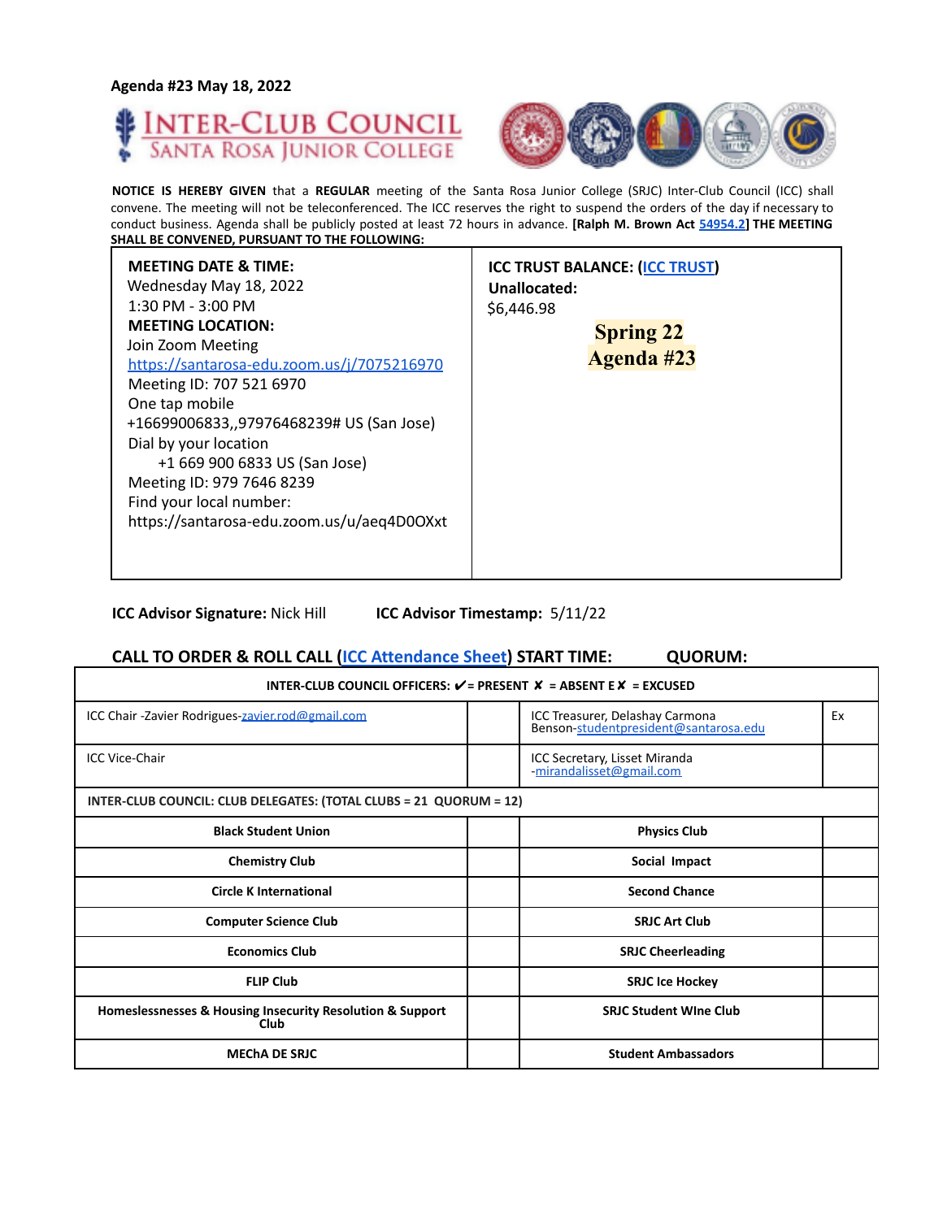Agenda #23 May 18, 2022

# INTER-CLUB COUNCIL
## SANTA ROSA JUNIOR COLLEGE

**NOTICE IS HEREBY GIVEN** that a **REGULAR** meeting of the Santa Rosa Junior College (SRJC) Inter-Club Council (ICC) shall convene. The meeting will not be teleconferenced. The ICC reserves the right to suspend the orders of the day if necessary to conduct business. Agenda shall be publicly posted at least 72 hours in advance. **[Ralph M. Brown Act 54954.2] THE MEETING SHALL BE CONVENED, PURSUANT TO THE FOLLOWING:**

| | |
|---|---|
| **MEETING DATE & TIME:**<br>Wednesday May 18, 2022<br>1:30 PM - 3:00 PM<br>**MEETING LOCATION:**<br>Join Zoom Meeting<br>https://santarosa-edu.zoom.us/j/7075216970<br>Meeting ID: 707 521 6970<br>One tap mobile<br>+16699006833,,97976468239# US (San Jose)<br>Dial by your location<br>+1 669 900 6833 US (San Jose)<br>Meeting ID: 979 7646 8239<br>Find your local number:<br>https://santarosa-edu.zoom.us/u/aeq4D0OXxt | **ICC TRUST BALANCE: (ICC TRUST)**<br>**Unallocated:**<br>$6,446.98<br>**Spring 22**<br>**Agenda #23** |

**ICC Advisor Signature:** Nick Hill **ICC Advisor Timestamp:** 5/11/22

**CALL TO ORDER & ROLL CALL (ICC Attendance Sheet) START TIME: QUORUM:**

| **INTER-CLUB COUNCIL OFFICERS: ✔= PRESENT ✘ = ABSENT E✘ = EXCUSED** | | | |
|---|---|---|---|
| ICC Chair -Zavier Rodrigues-zavier.rod@gmail.com | | ICC Treasurer, Delashay Carmona Benson-studentpresident@santarosa.edu | Ex |
| ICC Vice-Chair | | ICC Secretary, Lisset Miranda -mirandalisset@gmail.com | |
| **INTER-CLUB COUNCIL: CLUB DELEGATES: (TOTAL CLUBS = 21 QUORUM = 12)** | | | |
| **Black Student Union** | | **Physics Club** | |
| **Chemistry Club** | | **Social Impact** | |
| **Circle K International** | | **Second Chance** | |
| **Computer Science Club** | | **SRJC Art Club** | |
| **Economics Club** | | **SRJC Cheerleading** | |
| **FLIP Club** | | **SRJC Ice Hockey** | |
| **Homeslessnesses & Housing Insecurity Resolution & Support Club** | | **SRJC Student WIne Club** | |
| **MEChA DE SRJC** | | **Student Ambassadors** | |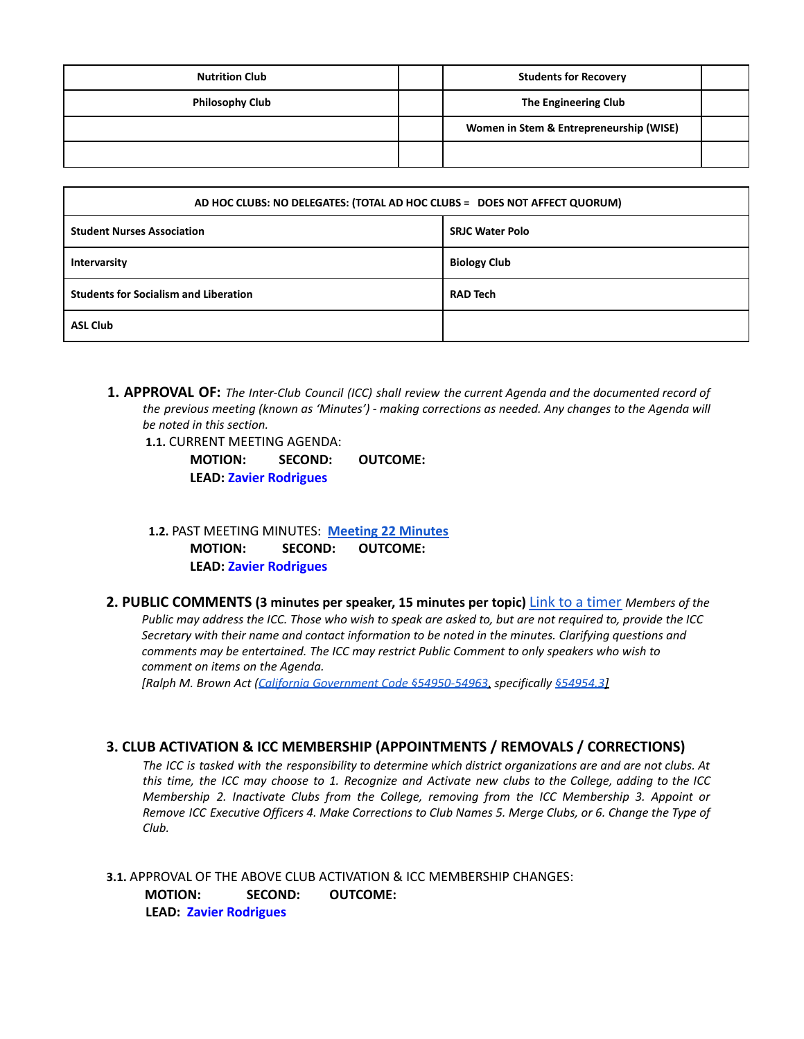| Nutrition Club | | Students for Recovery | |
|---|---|---|---|
| Philosophy Club | | The Engineering Club | |
| | | Women in Stem & Entrepreneurship (WISE) | |
| | | | |

| AD HOC CLUBS: NO DELEGATES: (TOTAL AD HOC CLUBS = DOES NOT AFFECT QUORUM) | |
|---|---|
| Student Nurses Association | SRJC Water Polo |
| Intervarsity | Biology Club |
| Students for Socialism and Liberation | RAD Tech |
| ASL Club | |

## 1. APPROVAL OF:

*The Inter-Club Council (ICC) shall review the current Agenda and the documented record of the previous meeting (known as 'Minutes') - making corrections as needed. Any changes to the Agenda will be noted in this section.*

**1.1.** CURRENT MEETING AGENDA:

**MOTION:** **SECOND:** **OUTCOME:**
**LEAD: Zavier Rodrigues**

**1.2.** PAST MEETING MINUTES: **Meeting 22 Minutes**

**MOTION:** **SECOND:** **OUTCOME:**
**LEAD: Zavier Rodrigues**

## 2. PUBLIC COMMENTS (3 minutes per speaker, 15 minutes per topic)

Link to a timer *Members of the Public may address the ICC. Those who wish to speak are asked to, but are not required to, provide the ICC Secretary with their name and contact information to be noted in the minutes. Clarifying questions and comments may be entertained. The ICC may restrict Public Comment to only speakers who wish to comment on items on the Agenda.*
*[Ralph M. Brown Act (California Government Code §54950-54963, specifically §54954.3]*

## 3. CLUB ACTIVATION & ICC MEMBERSHIP (APPOINTMENTS / REMOVALS / CORRECTIONS)

*The ICC is tasked with the responsibility to determine which district organizations are and are not clubs. At this time, the ICC may choose to 1. Recognize and Activate new clubs to the College, adding to the ICC Membership 2. Inactivate Clubs from the College, removing from the ICC Membership 3. Appoint or Remove ICC Executive Officers 4. Make Corrections to Club Names 5. Merge Clubs, or 6. Change the Type of Club.*

**3.1.** APPROVAL OF THE ABOVE CLUB ACTIVATION & ICC MEMBERSHIP CHANGES:

**MOTION:** **SECOND:** **OUTCOME:**
**LEAD: Zavier Rodrigues**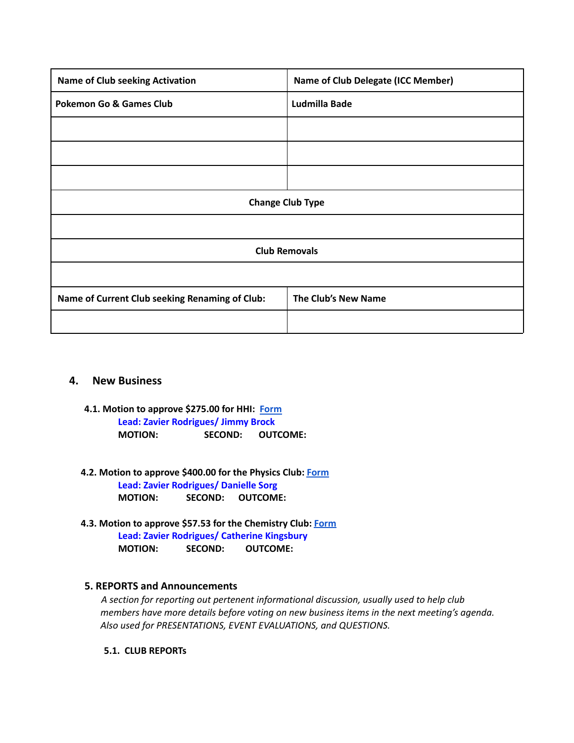| Name of Club seeking Activation | Name of Club Delegate (ICC Member) |
|---|---|
| Pokemon Go & Games Club | Ludmilla Bade |
| | |
| | |
| | |
| **Change Club Type** | |
| | |
| **Club Removals** | |
| | |
| **Name of Current Club seeking Renaming of Club:** | **The Club's New Name** |
| | |

## 4. New Business

**4.1. Motion to approve $275.00 for HHI: Form**
**Lead: Zavier Rodrigues/ Jimmy Brock**
**MOTION: SECOND: OUTCOME:**

**4.2. Motion to approve $400.00 for the Physics Club: Form**
**Lead: Zavier Rodrigues/ Danielle Sorg**
**MOTION: SECOND: OUTCOME:**

**4.3. Motion to approve $57.53 for the Chemistry Club: Form**
**Lead: Zavier Rodrigues/ Catherine Kingsbury**
**MOTION: SECOND: OUTCOME:**

## 5. REPORTS and Announcements

*A section for reporting out pertenent informational discussion, usually used to help club members have more details before voting on new business items in the next meeting's agenda. Also used for PRESENTATIONS, EVENT EVALUATIONS, and QUESTIONS.*

### 5.1. CLUB REPORTs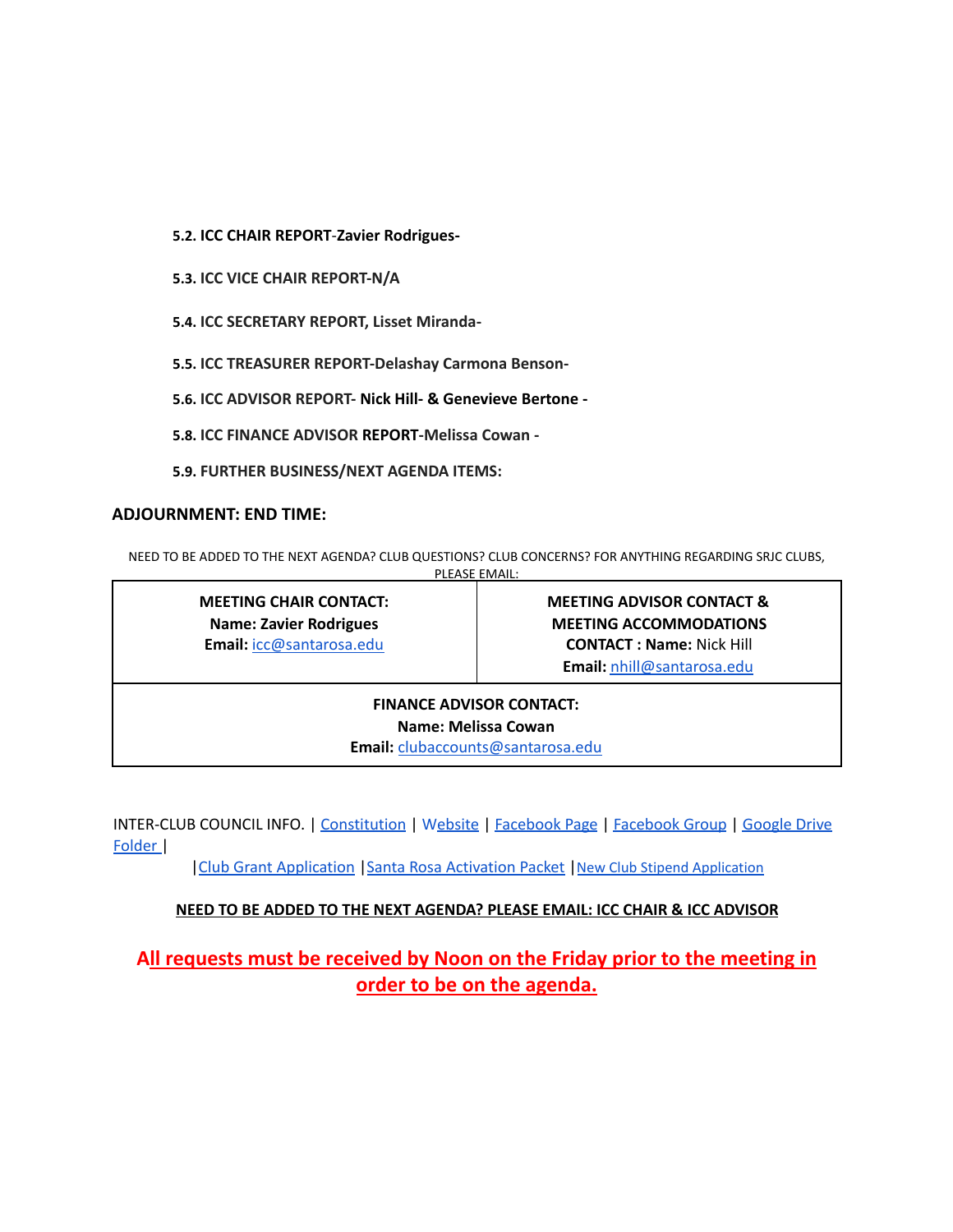**5.2. ICC CHAIR REPORT-Zavier Rodrigues-**

**5.3. ICC VICE CHAIR REPORT-N/A**

**5.4. ICC SECRETARY REPORT, Lisset Miranda-**

**5.5. ICC TREASURER REPORT-Delashay Carmona Benson-**

**5.6. ICC ADVISOR REPORT- Nick Hill- & Genevieve Bertone -**

**5.8. ICC FINANCE ADVISOR REPORT-Melissa Cowan -**

**5.9. FURTHER BUSINESS/NEXT AGENDA ITEMS:**

## ADJOURNMENT: END TIME:

NEED TO BE ADDED TO THE NEXT AGENDA? CLUB QUESTIONS? CLUB CONCERNS? FOR ANYTHING REGARDING SRJC CLUBS, PLEASE EMAIL:

| | |
|---|---|
| **MEETING CHAIR CONTACT:** **Name: Zavier Rodrigues** **Email:** icc@santarosa.edu | **MEETING ADVISOR CONTACT & MEETING ACCOMMODATIONS CONTACT : Name:** Nick Hill **Email:** nhill@santarosa.edu |
| **FINANCE ADVISOR CONTACT:** **Name: Melissa Cowan** **Email:** clubaccounts@santarosa.edu | |

INTER-CLUB COUNCIL INFO. | Constitution | Website | Facebook Page | Facebook Group | Google Drive Folder |

|Club Grant Application |Santa Rosa Activation Packet |New Club Stipend Application

**NEED TO BE ADDED TO THE NEXT AGENDA? PLEASE EMAIL: ICC CHAIR & ICC ADVISOR**

**All requests must be received by Noon on the Friday prior to the meeting in order to be on the agenda.**